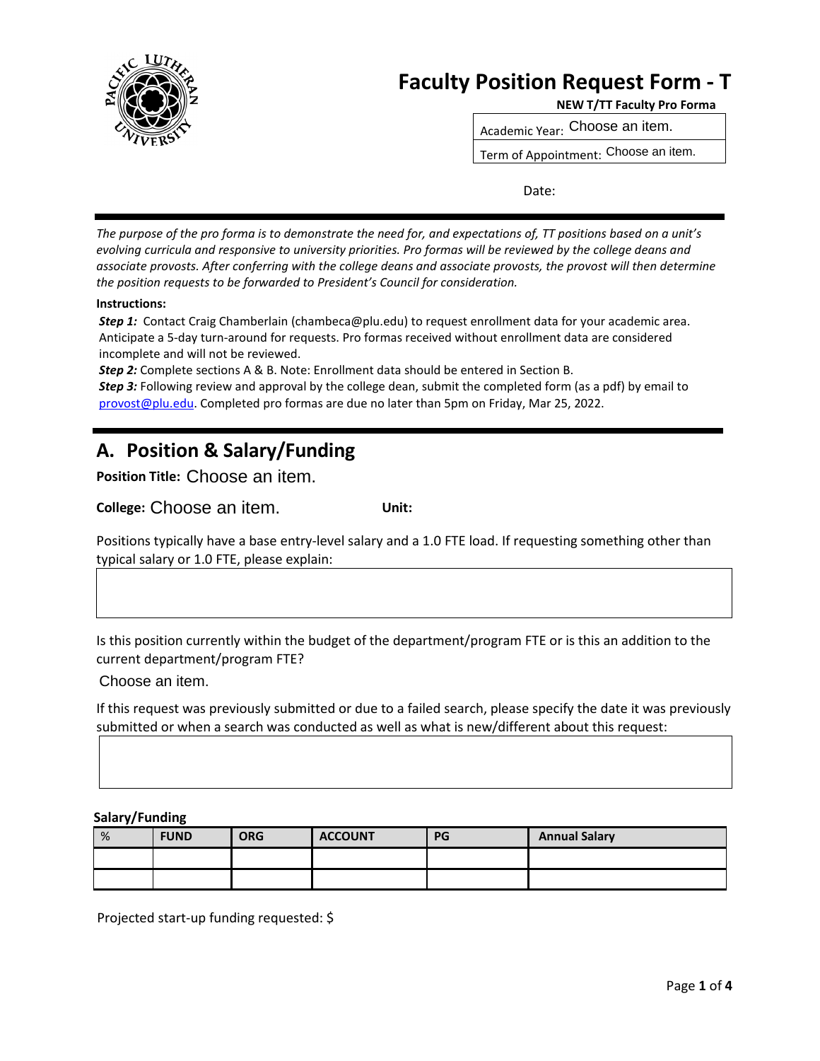# Faculty Position Request Form - T

**NEW T/TT Faculty Pro Forma**

| Academic Year: Choose an item. |
|---|
| Term of Appointment: Choose an item. |

Date:

*The purpose of the pro forma is to demonstrate the need for, and expectations of, TT positions based on a unit's evolving curricula and responsive to university priorities. Pro formas will be reviewed by the college deans and associate provosts. After conferring with the college deans and associate provosts, the provost will then determine the position requests to be forwarded to President's Council for consideration.*

**Instructions:**

***Step 1:*** Contact Craig Chamberlain (chambeca@plu.edu) to request enrollment data for your academic area. Anticipate a 5-day turn-around for requests. Pro formas received without enrollment data are considered incomplete and will not be reviewed.

***Step 2:*** Complete sections A & B. Note: Enrollment data should be entered in Section B.

***Step 3:*** Following review and approval by the college dean, submit the completed form (as a pdf) by email to provost@plu.edu. Completed pro formas are due no later than 5pm on Friday, Mar 25, 2022.

## A. Position & Salary/Funding

**Position Title:** Choose an item.

**College:** Choose an item. **Unit:**

Positions typically have a base entry-level salary and a 1.0 FTE load. If requesting something other than typical salary or 1.0 FTE, please explain:

Is this position currently within the budget of the department/program FTE or is this an addition to the current department/program FTE?

Choose an item.

If this request was previously submitted or due to a failed search, please specify the date it was previously submitted or when a search was conducted as well as what is new/different about this request:

**Salary/Funding**

| % | FUND | ORG | ACCOUNT | PG | Annual Salary |
|---|---|---|---|---|---|
| | | | | | |
| | | | | | |

Projected start-up funding requested: $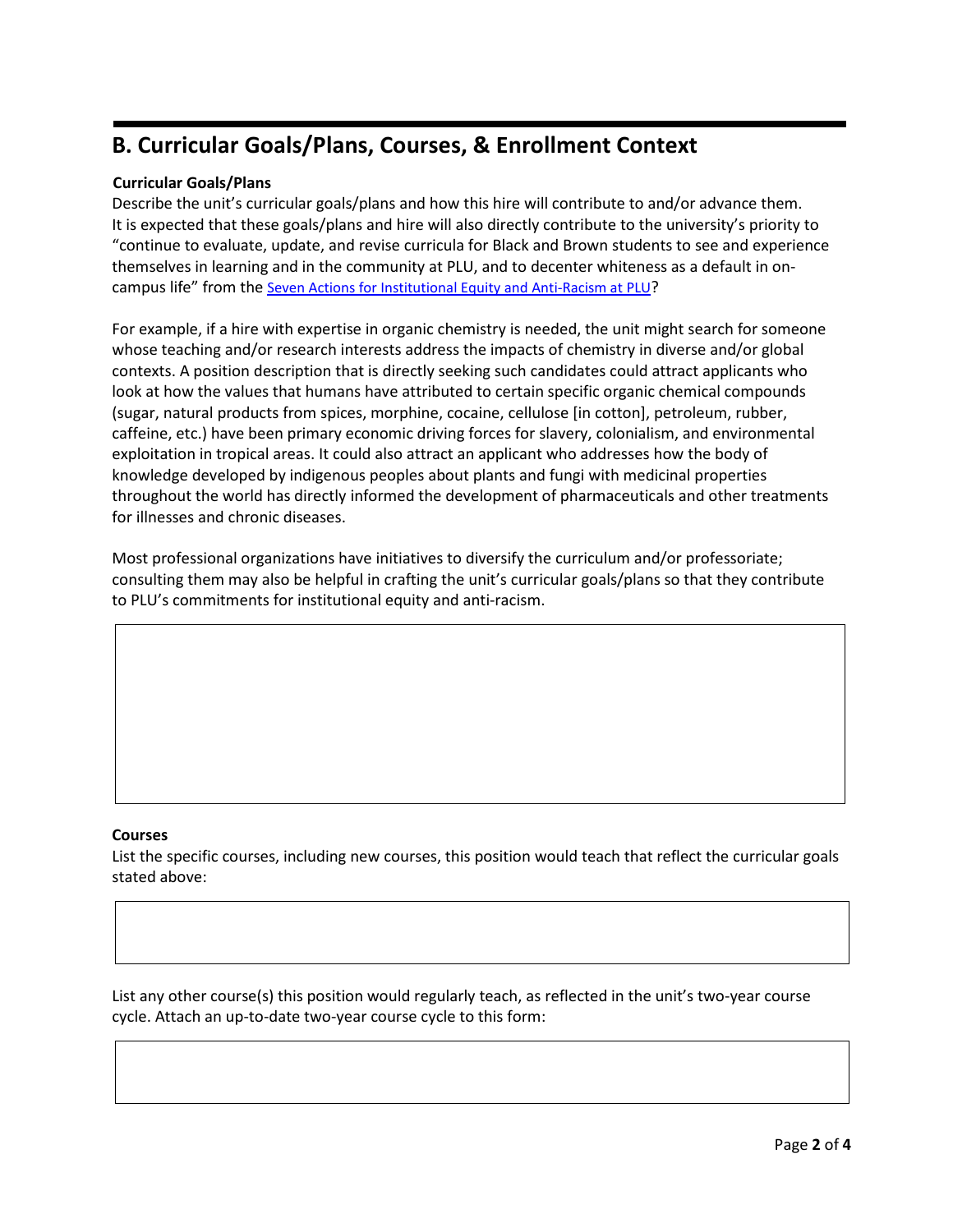## B. Curricular Goals/Plans, Courses, & Enrollment Context

**Curricular Goals/Plans**

Describe the unit's curricular goals/plans and how this hire will contribute to and/or advance them. It is expected that these goals/plans and hire will also directly contribute to the university's priority to "continue to evaluate, update, and revise curricula for Black and Brown students to see and experience themselves in learning and in the community at PLU, and to decenter whiteness as a default in on-campus life" from the Seven Actions for Institutional Equity and Anti-Racism at PLU?

For example, if a hire with expertise in organic chemistry is needed, the unit might search for someone whose teaching and/or research interests address the impacts of chemistry in diverse and/or global contexts. A position description that is directly seeking such candidates could attract applicants who look at how the values that humans have attributed to certain specific organic chemical compounds (sugar, natural products from spices, morphine, cocaine, cellulose [in cotton], petroleum, rubber, caffeine, etc.) have been primary economic driving forces for slavery, colonialism, and environmental exploitation in tropical areas. It could also attract an applicant who addresses how the body of knowledge developed by indigenous peoples about plants and fungi with medicinal properties throughout the world has directly informed the development of pharmaceuticals and other treatments for illnesses and chronic diseases.

Most professional organizations have initiatives to diversify the curriculum and/or professoriate; consulting them may also be helpful in crafting the unit's curricular goals/plans so that they contribute to PLU's commitments for institutional equity and anti-racism.

**Courses**

List the specific courses, including new courses, this position would teach that reflect the curricular goals stated above:

List any other course(s) this position would regularly teach, as reflected in the unit's two-year course cycle. Attach an up-to-date two-year course cycle to this form: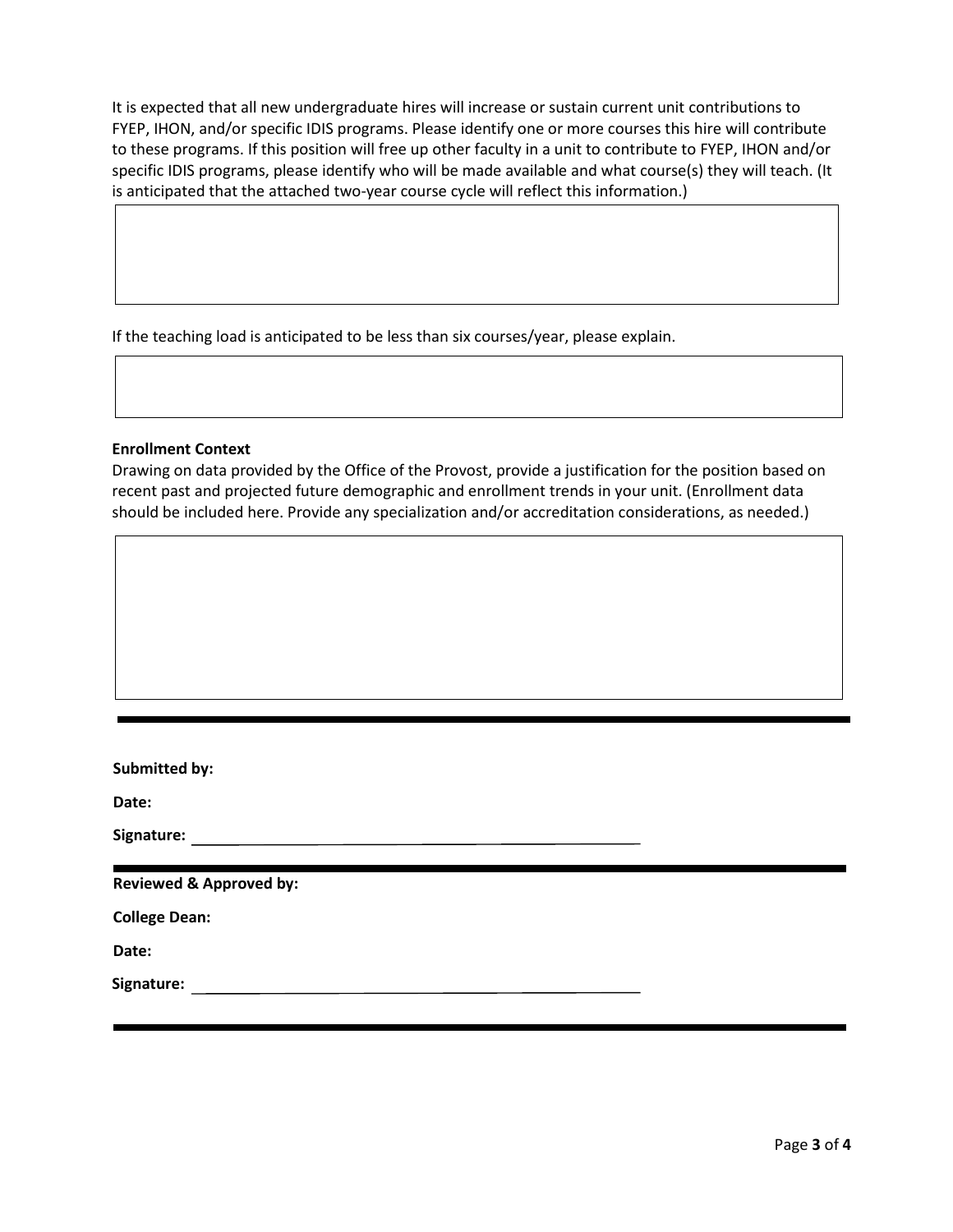It is expected that all new undergraduate hires will increase or sustain current unit contributions to FYEP, IHON, and/or specific IDIS programs. Please identify one or more courses this hire will contribute to these programs. If this position will free up other faculty in a unit to contribute to FYEP, IHON and/or specific IDIS programs, please identify who will be made available and what course(s) they will teach. (It is anticipated that the attached two-year course cycle will reflect this information.)

If the teaching load is anticipated to be less than six courses/year, please explain.

**Enrollment Context**

Drawing on data provided by the Office of the Provost, provide a justification for the position based on recent past and projected future demographic and enrollment trends in your unit. (Enrollment data should be included here. Provide any specialization and/or accreditation considerations, as needed.)

---

**Submitted by:**

**Date:**

**Signature:** ______________________________

---

**Reviewed & Approved by:**

**College Dean:**

**Date:**

**Signature:** ______________________________

---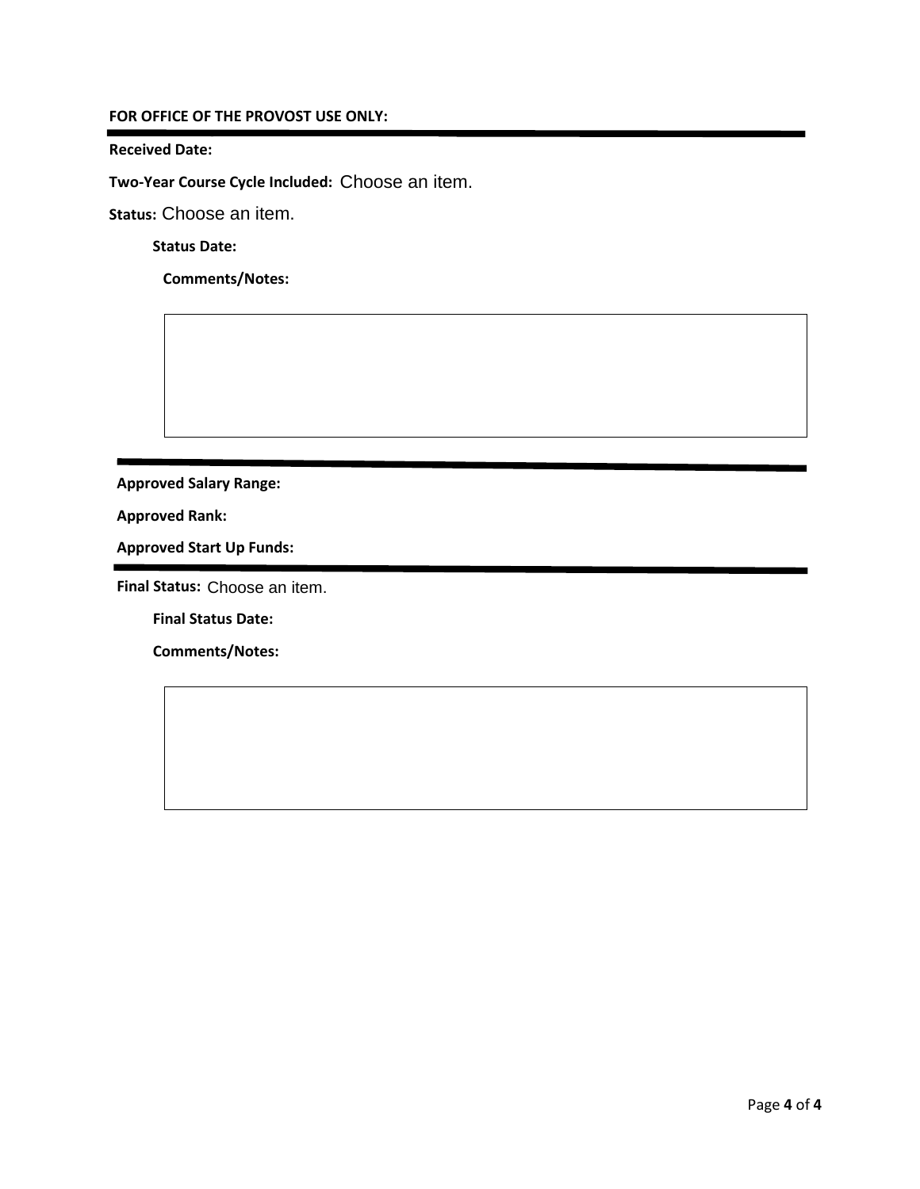**FOR OFFICE OF THE PROVOST USE ONLY:**

---

**Received Date:**

**Two-Year Course Cycle Included:** Choose an item.

**Status:** Choose an item.

**Status Date:**

**Comments/Notes:**

---

**Approved Salary Range:**

**Approved Rank:**

**Approved Start Up Funds:**

---

**Final Status:** Choose an item.

**Final Status Date:**

**Comments/Notes:**